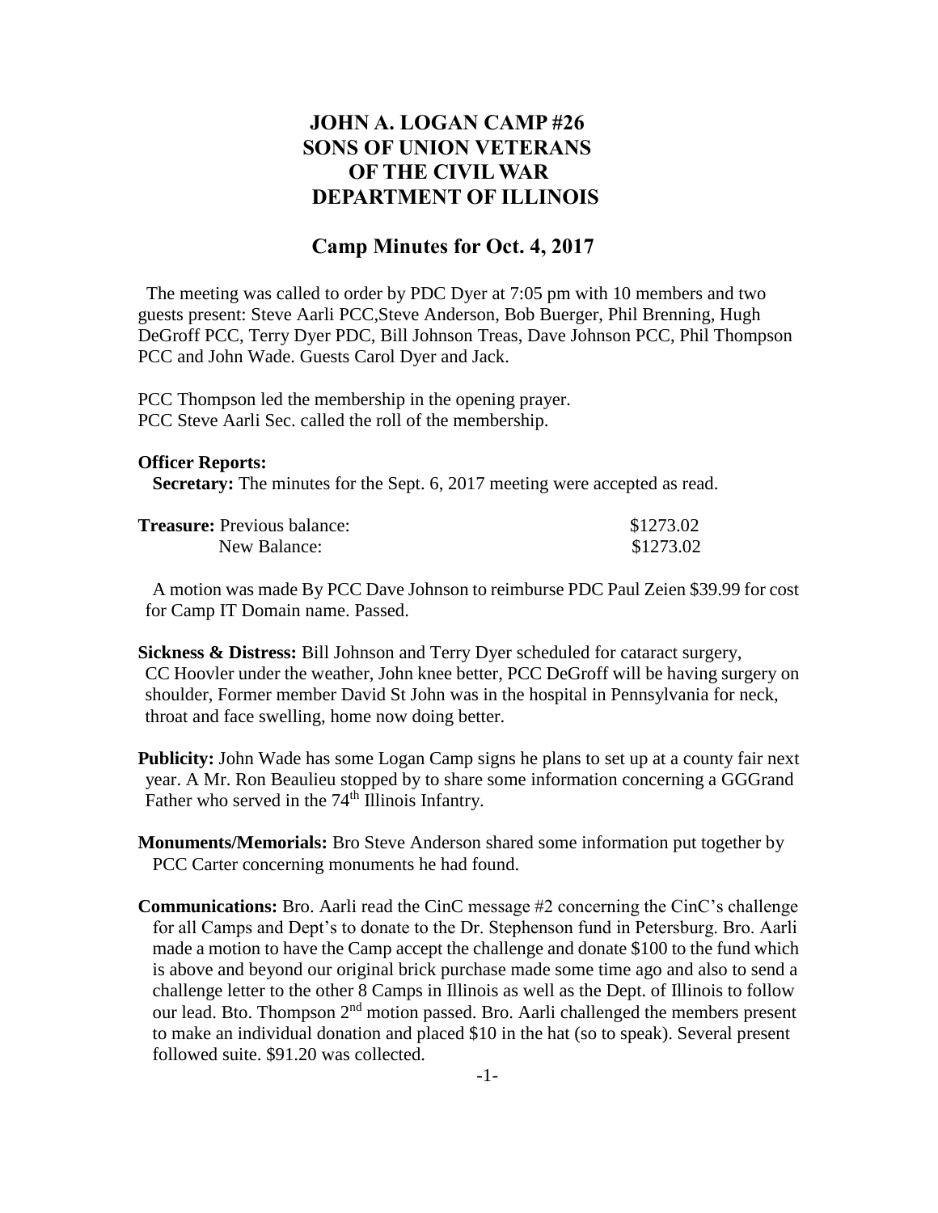# JOHN A. LOGAN CAMP #26
# SONS OF UNION VETERANS
# OF THE CIVIL WAR
# DEPARTMENT OF ILLINOIS

## Camp Minutes for Oct. 4, 2017

The meeting was called to order by PDC Dyer at 7:05 pm with 10 members and two guests present: Steve Aarli PCC,Steve Anderson, Bob Buerger, Phil Brenning, Hugh DeGroff PCC, Terry Dyer PDC, Bill Johnson Treas, Dave Johnson PCC, Phil Thompson PCC and John Wade. Guests Carol Dyer and Jack.

PCC Thompson led the membership in the opening prayer.
PCC Steve Aarli Sec. called the roll of the membership.

**Officer Reports:**

**Secretary:** The minutes for the Sept. 6, 2017 meeting were accepted as read.

| | |
|---|---|
| **Treasure:** Previous balance: | $1273.02 |
| New Balance: | $1273.02 |

A motion was made By PCC Dave Johnson to reimburse PDC Paul Zeien $39.99 for cost for Camp IT Domain name. Passed.

**Sickness & Distress:** Bill Johnson and Terry Dyer scheduled for cataract surgery, CC Hoovler under the weather, John knee better, PCC DeGroff will be having surgery on shoulder, Former member David St John was in the hospital in Pennsylvania for neck, throat and face swelling, home now doing better.

**Publicity:** John Wade has some Logan Camp signs he plans to set up at a county fair next year. A Mr. Ron Beaulieu stopped by to share some information concerning a GGGrand Father who served in the 74th Illinois Infantry.

**Monuments/Memorials:** Bro Steve Anderson shared some information put together by PCC Carter concerning monuments he had found.

**Communications:** Bro. Aarli read the CinC message #2 concerning the CinC's challenge for all Camps and Dept's to donate to the Dr. Stephenson fund in Petersburg. Bro. Aarli made a motion to have the Camp accept the challenge and donate $100 to the fund which is above and beyond our original brick purchase made some time ago and also to send a challenge letter to the other 8 Camps in Illinois as well as the Dept. of Illinois to follow our lead. Bto. Thompson 2nd motion passed. Bro. Aarli challenged the members present to make an individual donation and placed $10 in the hat (so to speak). Several present followed suite. $91.20 was collected.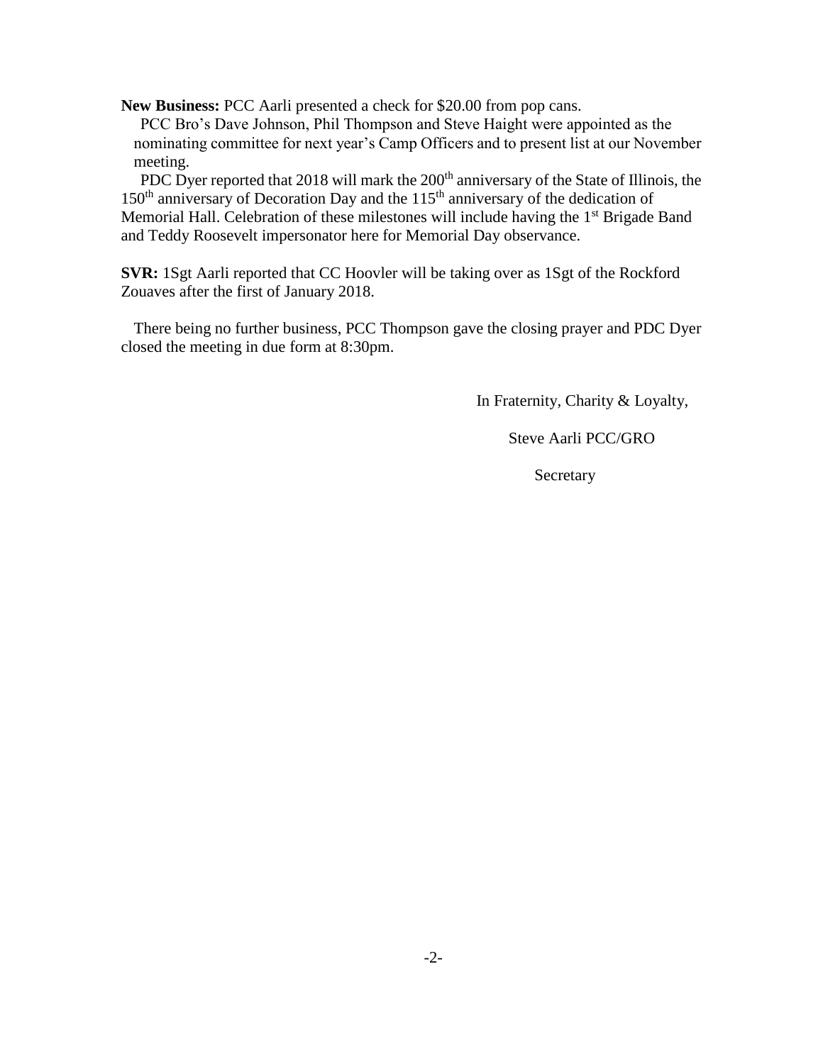**New Business:** PCC Aarli presented a check for $20.00 from pop cans.

PCC Bro's Dave Johnson, Phil Thompson and Steve Haight were appointed as the nominating committee for next year's Camp Officers and to present list at our November meeting.

PDC Dyer reported that 2018 will mark the 200th anniversary of the State of Illinois, the 150th anniversary of Decoration Day and the 115th anniversary of the dedication of Memorial Hall. Celebration of these milestones will include having the 1st Brigade Band and Teddy Roosevelt impersonator here for Memorial Day observance.

**SVR:** 1Sgt Aarli reported that CC Hoovler will be taking over as 1Sgt of the Rockford Zouaves after the first of January 2018.

There being no further business, PCC Thompson gave the closing prayer and PDC Dyer closed the meeting in due form at 8:30pm.

In Fraternity, Charity & Loyalty,

Steve Aarli PCC/GRO

Secretary